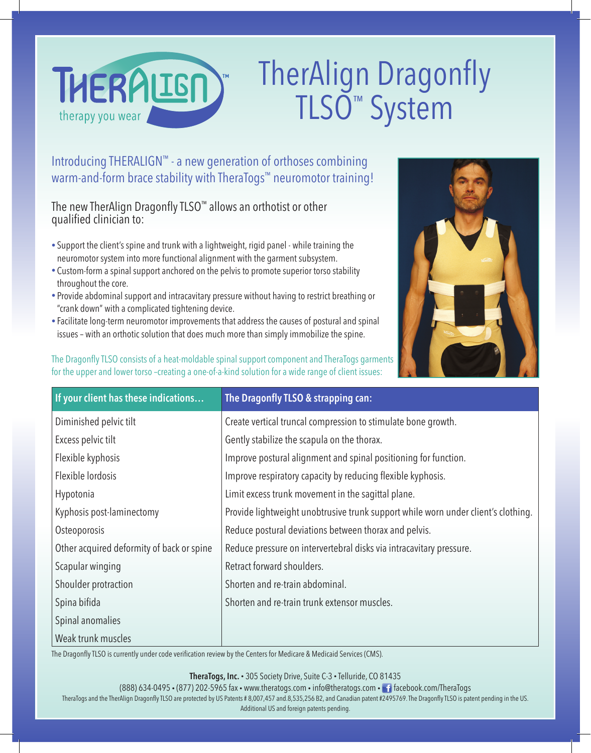THERALIGN™

therapy you wear

# TherAlign Dragonfly TLSO™ System

Introducing THERALIGN™ - a new generation of orthoses combining warm-and-form brace stability with TheraTogs™ neuromotor training!

The new TherAlign Dragonfly TLSO™ allows an orthotist or other qualified clinician to:

- Support the client's spine and trunk with a lightweight, rigid panel - while training the neuromotor system into more functional alignment with the garment subsystem.
- Custom-form a spinal support anchored on the pelvis to promote superior torso stability throughout the core.
- Provide abdominal support and intracavitary pressure without having to restrict breathing or "crank down" with a complicated tightening device.
- Facilitate long-term neuromotor improvements that address the causes of postural and spinal issues – with an orthotic solution that does much more than simply immobilize the spine.

The Dragonfly TLSO consists of a heat-moldable spinal support component and TheraTogs garments for the upper and lower torso –creating a one-of-a-kind solution for a wide range of client issues:

| If your client has these indications... | The Dragonfly TLSO & strapping can: |
|---|---|
| Diminished pelvic tilt | Create vertical truncal compression to stimulate bone growth. |
| Excess pelvic tilt | Gently stabilize the scapula on the thorax. |
| Flexible kyphosis | Improve postural alignment and spinal positioning for function. |
| Flexible lordosis | Improve respiratory capacity by reducing flexible kyphosis. |
| Hypotonia | Limit excess trunk movement in the sagittal plane. |
| Kyphosis post-laminectomy | Provide lightweight unobtrusive trunk support while worn under client's clothing. |
| Osteoporosis | Reduce postural deviations between thorax and pelvis. |
| Other acquired deformity of back or spine | Reduce pressure on intervertebral disks via intracavitary pressure. |
| Scapular winging | Retract forward shoulders. |
| Shoulder protraction | Shorten and re-train abdominal. |
| Spina bifida | Shorten and re-train trunk extensor muscles. |
| Spinal anomalies | |
| Weak trunk muscles | |

The Dragonfly TLSO is currently under code verification review by the Centers for Medicare & Medicaid Services (CMS).

**TheraTogs, Inc.** • 305 Society Drive, Suite C-3 • Telluride, CO 81435

(888) 634-0495 • (877) 202-5965 fax • www.theratogs.com • info@theratogs.com • facebook.com/TheraTogs

TheraTogs and the TherAlign Dragonfly TLSO are protected by US Patents # 8,007,457 and.8,535,256 B2, and Canadian patent #2495769. The Dragonfly TLSO is patent pending in the US. Additional US and foreign patents pending.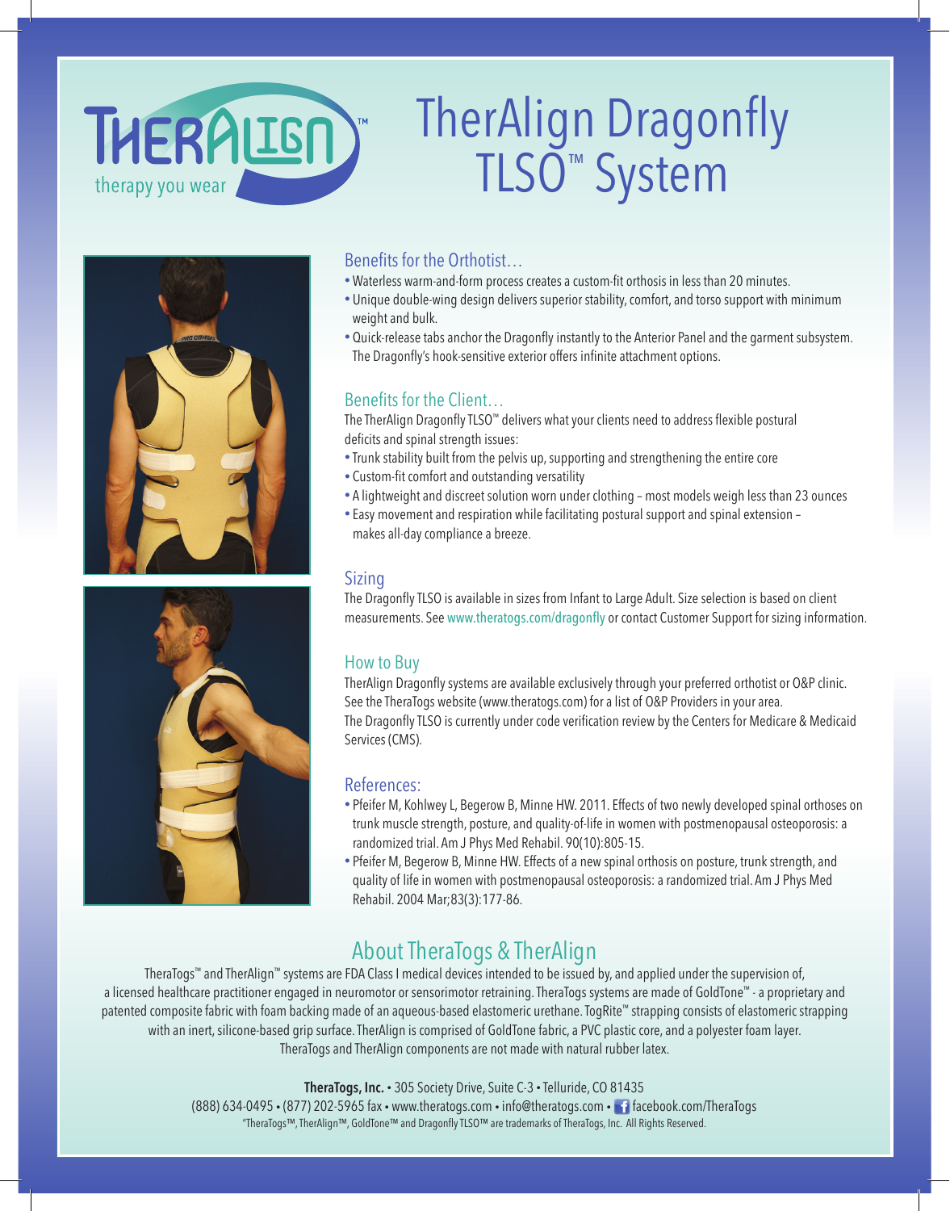THERALIGN™ therapy you wear

# TherAlign Dragonfly TLSO™ System

## Benefits for the Orthotist…

- Waterless warm-and-form process creates a custom-fit orthosis in less than 20 minutes.
- Unique double-wing design delivers superior stability, comfort, and torso support with minimum weight and bulk.
- Quick-release tabs anchor the Dragonfly instantly to the Anterior Panel and the garment subsystem. The Dragonfly's hook-sensitive exterior offers infinite attachment options.

## Benefits for the Client…

The TherAlign Dragonfly TLSO™ delivers what your clients need to address flexible postural deficits and spinal strength issues:

- Trunk stability built from the pelvis up, supporting and strengthening the entire core
- Custom-fit comfort and outstanding versatility
- A lightweight and discreet solution worn under clothing – most models weigh less than 23 ounces
- Easy movement and respiration while facilitating postural support and spinal extension – makes all-day compliance a breeze.

## Sizing

The Dragonfly TLSO is available in sizes from Infant to Large Adult. Size selection is based on client measurements. See www.theratogs.com/dragonfly or contact Customer Support for sizing information.

## How to Buy

TherAlign Dragonfly systems are available exclusively through your preferred orthotist or O&P clinic. See the TheraTogs website (www.theratogs.com) for a list of O&P Providers in your area.
The Dragonfly TLSO is currently under code verification review by the Centers for Medicare & Medicaid Services (CMS).

## References:

- Pfeifer M, Kohlwey L, Begerow B, Minne HW. 2011. Effects of two newly developed spinal orthoses on trunk muscle strength, posture, and quality-of-life in women with postmenopausal osteoporosis: a randomized trial. Am J Phys Med Rehabil. 90(10):805-15.
- Pfeifer M, Begerow B, Minne HW. Effects of a new spinal orthosis on posture, trunk strength, and quality of life in women with postmenopausal osteoporosis: a randomized trial. Am J Phys Med Rehabil. 2004 Mar;83(3):177-86.

## About TheraTogs & TherAlign

TheraTogs™ and TherAlign™ systems are FDA Class I medical devices intended to be issued by, and applied under the supervision of, a licensed healthcare practitioner engaged in neuromotor or sensorimotor retraining. TheraTogs systems are made of GoldTone™ - a proprietary and patented composite fabric with foam backing made of an aqueous-based elastomeric urethane. TogRite™ strapping consists of elastomeric strapping with an inert, silicone-based grip surface. TherAlign is comprised of GoldTone fabric, a PVC plastic core, and a polyester foam layer. TheraTogs and TherAlign components are not made with natural rubber latex.

**TheraTogs, Inc.** • 305 Society Drive, Suite C-3 • Telluride, CO 81435
(888) 634-0495 • (877) 202-5965 fax • www.theratogs.com • info@theratogs.com • facebook.com/TheraTogs
"TheraTogs™, TherAlign™, GoldTone™ and Dragonfly TLSO™ are trademarks of TheraTogs, Inc. All Rights Reserved.